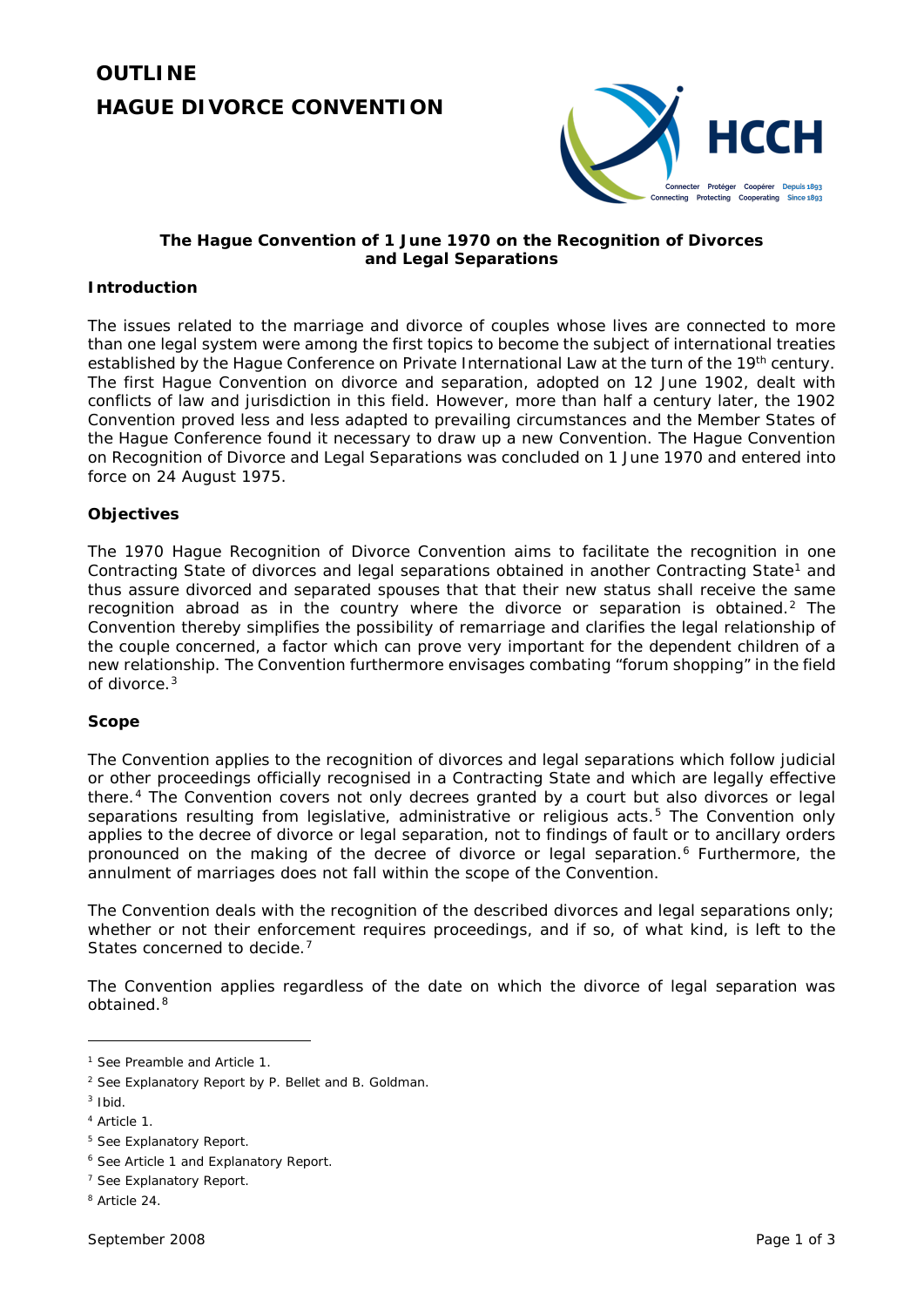# OUTLINE
# HAGUE DIVORCE CONVENTION

**The Hague Convention of 1 June 1970 on the Recognition of Divorces and Legal Separations**

## Introduction

The issues related to the marriage and divorce of couples whose lives are connected to more than one legal system were among the first topics to become the subject of international treaties established by the Hague Conference on Private International Law at the turn of the 19th century. The first Hague Convention on divorce and separation, adopted on 12 June 1902, dealt with conflicts of law and jurisdiction in this field. However, more than half a century later, the 1902 Convention proved less and less adapted to prevailing circumstances and the Member States of the Hague Conference found it necessary to draw up a new Convention. The Hague Convention on Recognition of Divorce and Legal Separations was concluded on 1 June 1970 and entered into force on 24 August 1975.

## Objectives

The 1970 Hague Recognition of Divorce Convention aims to facilitate the recognition in one Contracting State of divorces and legal separations obtained in another Contracting State[1] and thus assure divorced and separated spouses that that their new status shall receive the same recognition abroad as in the country where the divorce or separation is obtained.[2] The Convention thereby simplifies the possibility of remarriage and clarifies the legal relationship of the couple concerned, a factor which can prove very important for the dependent children of a new relationship. The Convention furthermore envisages combating "forum shopping" in the field of divorce.[3]

## Scope

The Convention applies to the recognition of divorces and legal separations which follow judicial or other proceedings officially recognised in a Contracting State and which are legally effective there.[4] The Convention covers not only decrees granted by a court but also divorces or legal separations resulting from legislative, administrative or religious acts.[5] The Convention only applies to the decree of divorce or legal separation, not to findings of fault or to ancillary orders pronounced on the making of the decree of divorce or legal separation.[6] Furthermore, the annulment of marriages does not fall within the scope of the Convention.

The Convention deals with the recognition of the described divorces and legal separations only; whether or not their enforcement requires proceedings, and if so, of what kind, is left to the States concerned to decide.[7]

The Convention applies regardless of the date on which the divorce of legal separation was obtained.[8]

---

[1] See Preamble and Article 1.

[2] See Explanatory Report by P. Bellet and B. Goldman.

[3] Ibid.

[4] Article 1.

[5] See Explanatory Report.

[6] See Article 1 and Explanatory Report.

[7] See Explanatory Report.

[8] Article 24.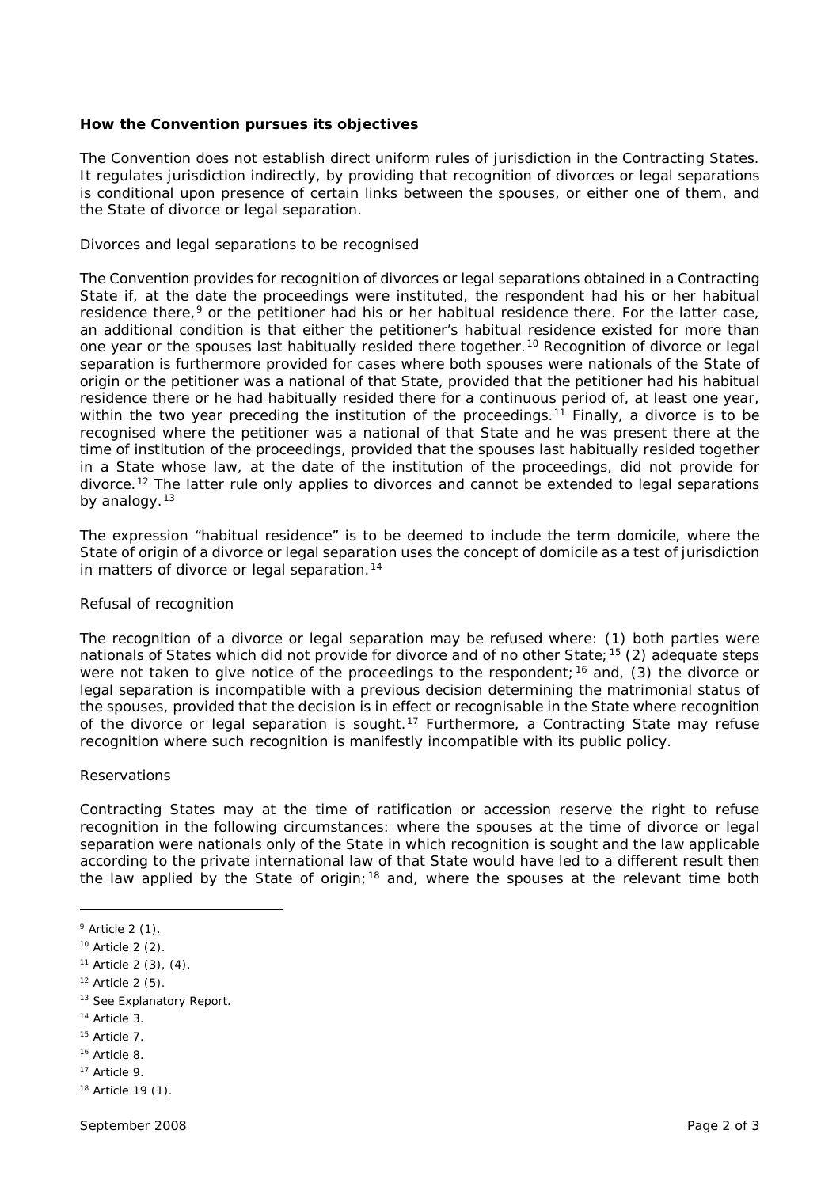**How the Convention pursues its objectives**

The Convention does not establish direct uniform rules of jurisdiction in the Contracting States. It regulates jurisdiction indirectly, by providing that recognition of divorces or legal separations is conditional upon presence of certain links between the spouses, or either one of them, and the State of divorce or legal separation.

*Divorces and legal separations to be recognised*

The Convention provides for recognition of divorces or legal separations obtained in a Contracting State if, at the date the proceedings were instituted, the respondent had his or her habitual residence there,[9] or the petitioner had his or her habitual residence there. For the latter case, an additional condition is that either the petitioner's habitual residence existed for more than one year or the spouses last habitually resided there together.[10] Recognition of divorce or legal separation is furthermore provided for cases where both spouses were nationals of the State of origin or the petitioner was a national of that State, provided that the petitioner had his habitual residence there or he had habitually resided there for a continuous period of, at least one year, within the two year preceding the institution of the proceedings.[11] Finally, a divorce is to be recognised where the petitioner was a national of that State and he was present there at the time of institution of the proceedings, provided that the spouses last habitually resided together in a State whose law, at the date of the institution of the proceedings, did not provide for divorce.[12] The latter rule only applies to divorces and cannot be extended to legal separations by analogy.[13]

The expression "habitual residence" is to be deemed to include the term domicile, where the State of origin of a divorce or legal separation uses the concept of domicile as a test of jurisdiction in matters of divorce or legal separation.[14]

*Refusal of recognition*

The recognition of a divorce or legal separation may be refused where: (1) both parties were nationals of States which did not provide for divorce and of no other State;[15] (2) adequate steps were not taken to give notice of the proceedings to the respondent;[16] and, (3) the divorce or legal separation is incompatible with a previous decision determining the matrimonial status of the spouses, provided that the decision is in effect or recognisable in the State where recognition of the divorce or legal separation is sought.[17] Furthermore, a Contracting State may refuse recognition where such recognition is manifestly incompatible with its public policy.

*Reservations*

Contracting States may at the time of ratification or accession reserve the right to refuse recognition in the following circumstances: where the spouses at the time of divorce or legal separation were nationals only of the State in which recognition is sought and the law applicable according to the private international law of that State would have led to a different result then the law applied by the State of origin;[18] and, where the spouses at the relevant time both

---

[9] Article 2 (1).

[10] Article 2 (2).

[11] Article 2 (3), (4).

[12] Article 2 (5).

[13] See Explanatory Report.

[14] Article 3.

[15] Article 7.

[16] Article 8.

[17] Article 9.

[18] Article 19 (1).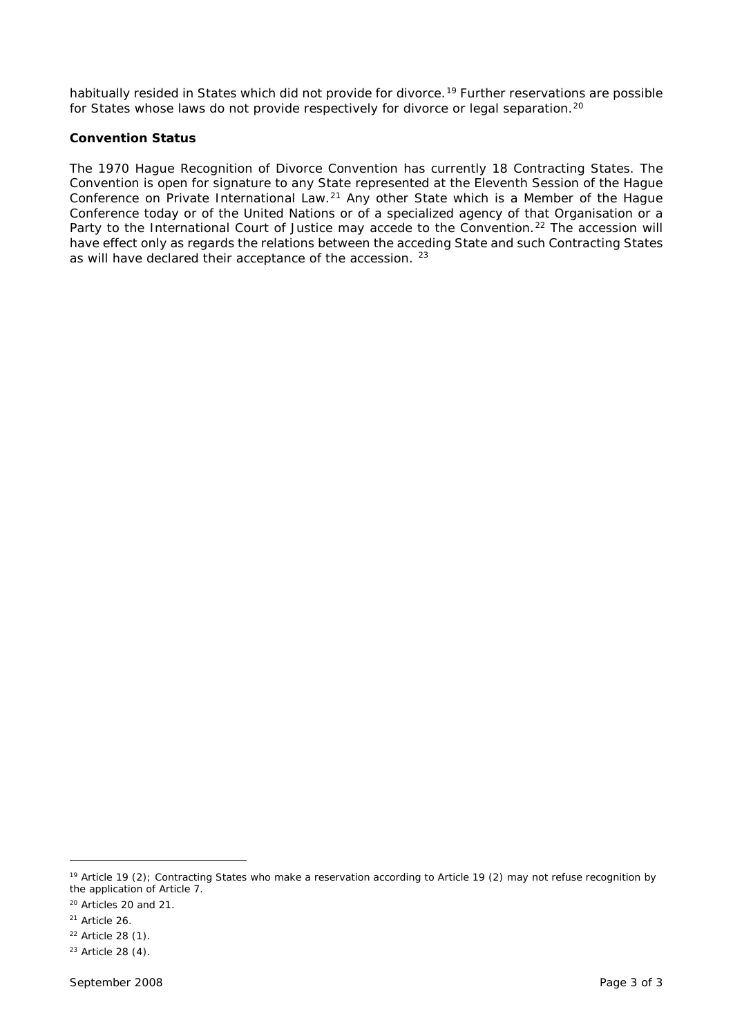habitually resided in States which did not provide for divorce.[19] Further reservations are possible for States whose laws do not provide respectively for divorce or legal separation.[20]

**Convention Status**

The 1970 Hague Recognition of Divorce Convention has currently 18 Contracting States. The Convention is open for signature to any State represented at the Eleventh Session of the Hague Conference on Private International Law.[21] Any other State which is a Member of the Hague Conference today or of the United Nations or of a specialized agency of that Organisation or a Party to the International Court of Justice may accede to the Convention.[22] The accession will have effect only as regards the relations between the acceding State and such Contracting States as will have declared their acceptance of the accession.[23]

---

[19] Article 19 (2); Contracting States who make a reservation according to Article 19 (2) may not refuse recognition by the application of Article 7.

[20] Articles 20 and 21.

[21] Article 26.

[22] Article 28 (1).

[23] Article 28 (4).